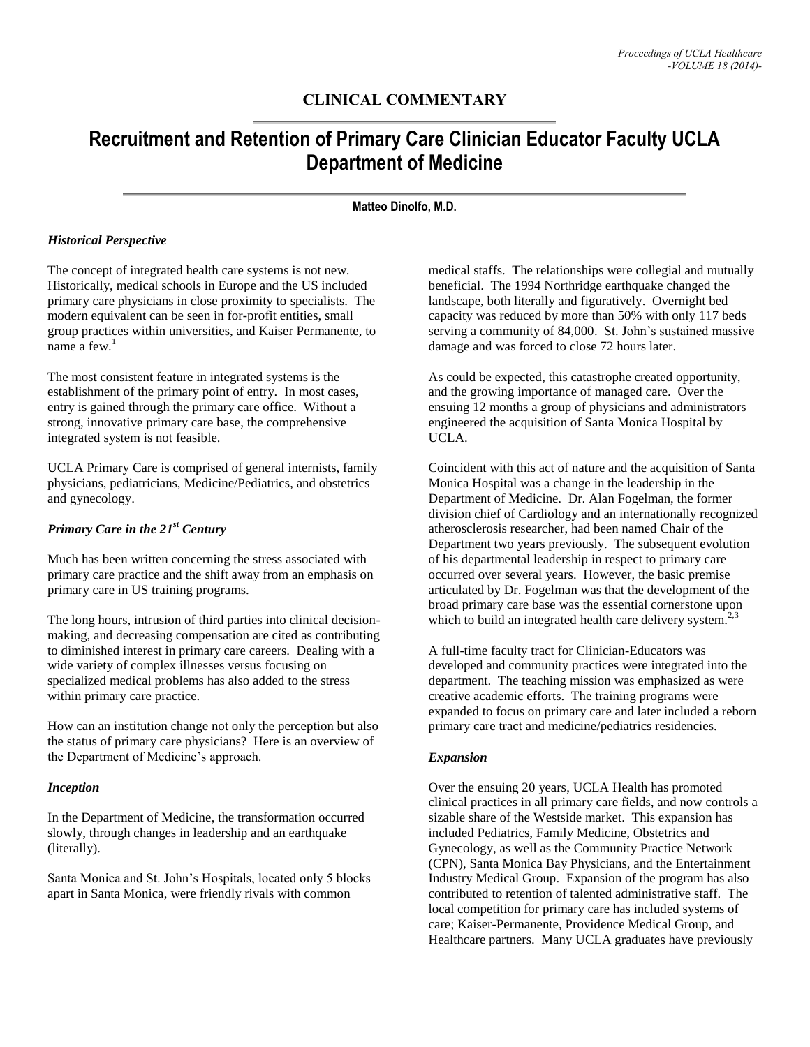**CLINICAL COMMENTARY**

# Recruitment and Retention of Primary Care Clinician Educator Faculty UCLA Department of Medicine

**Matteo Dinolfo, M.D.**

### *Historical Perspective*

The concept of integrated health care systems is not new. Historically, medical schools in Europe and the US included primary care physicians in close proximity to specialists. The modern equivalent can be seen in for-profit entities, small group practices within universities, and Kaiser Permanente, to name a few.[1]

The most consistent feature in integrated systems is the establishment of the primary point of entry. In most cases, entry is gained through the primary care office. Without a strong, innovative primary care base, the comprehensive integrated system is not feasible.

UCLA Primary Care is comprised of general internists, family physicians, pediatricians, Medicine/Pediatrics, and obstetrics and gynecology.

### *Primary Care in the 21st Century*

Much has been written concerning the stress associated with primary care practice and the shift away from an emphasis on primary care in US training programs.

The long hours, intrusion of third parties into clinical decision-making, and decreasing compensation are cited as contributing to diminished interest in primary care careers. Dealing with a wide variety of complex illnesses versus focusing on specialized medical problems has also added to the stress within primary care practice.

How can an institution change not only the perception but also the status of primary care physicians? Here is an overview of the Department of Medicine's approach.

### *Inception*

In the Department of Medicine, the transformation occurred slowly, through changes in leadership and an earthquake (literally).

Santa Monica and St. John's Hospitals, located only 5 blocks apart in Santa Monica, were friendly rivals with common medical staffs. The relationships were collegial and mutually beneficial. The 1994 Northridge earthquake changed the landscape, both literally and figuratively. Overnight bed capacity was reduced by more than 50% with only 117 beds serving a community of 84,000. St. John's sustained massive damage and was forced to close 72 hours later.

As could be expected, this catastrophe created opportunity, and the growing importance of managed care. Over the ensuing 12 months a group of physicians and administrators engineered the acquisition of Santa Monica Hospital by UCLA.

Coincident with this act of nature and the acquisition of Santa Monica Hospital was a change in the leadership in the Department of Medicine. Dr. Alan Fogelman, the former division chief of Cardiology and an internationally recognized atherosclerosis researcher, had been named Chair of the Department two years previously. The subsequent evolution of his departmental leadership in respect to primary care occurred over several years. However, the basic premise articulated by Dr. Fogelman was that the development of the broad primary care base was the essential cornerstone upon which to build an integrated health care delivery system.[2,3]

A full-time faculty tract for Clinician-Educators was developed and community practices were integrated into the department. The teaching mission was emphasized as were creative academic efforts. The training programs were expanded to focus on primary care and later included a reborn primary care tract and medicine/pediatrics residencies.

### *Expansion*

Over the ensuing 20 years, UCLA Health has promoted clinical practices in all primary care fields, and now controls a sizable share of the Westside market. This expansion has included Pediatrics, Family Medicine, Obstetrics and Gynecology, as well as the Community Practice Network (CPN), Santa Monica Bay Physicians, and the Entertainment Industry Medical Group. Expansion of the program has also contributed to retention of talented administrative staff. The local competition for primary care has included systems of care; Kaiser-Permanente, Providence Medical Group, and Healthcare partners. Many UCLA graduates have previously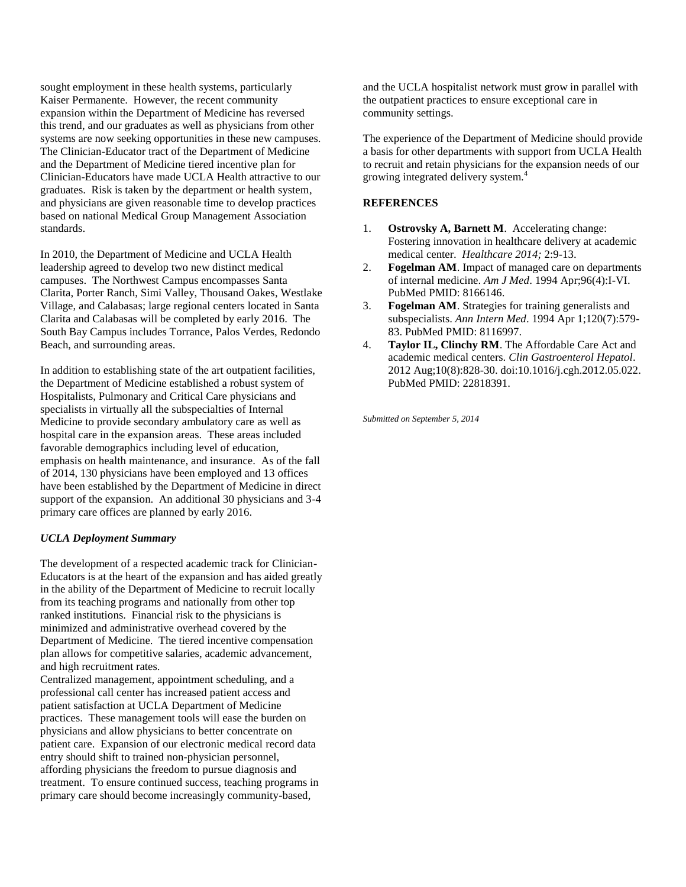sought employment in these health systems, particularly Kaiser Permanente. However, the recent community expansion within the Department of Medicine has reversed this trend, and our graduates as well as physicians from other systems are now seeking opportunities in these new campuses. The Clinician-Educator tract of the Department of Medicine and the Department of Medicine tiered incentive plan for Clinician-Educators have made UCLA Health attractive to our graduates. Risk is taken by the department or health system, and physicians are given reasonable time to develop practices based on national Medical Group Management Association standards.

In 2010, the Department of Medicine and UCLA Health leadership agreed to develop two new distinct medical campuses. The Northwest Campus encompasses Santa Clarita, Porter Ranch, Simi Valley, Thousand Oakes, Westlake Village, and Calabasas; large regional centers located in Santa Clarita and Calabasas will be completed by early 2016. The South Bay Campus includes Torrance, Palos Verdes, Redondo Beach, and surrounding areas.

In addition to establishing state of the art outpatient facilities, the Department of Medicine established a robust system of Hospitalists, Pulmonary and Critical Care physicians and specialists in virtually all the subspecialties of Internal Medicine to provide secondary ambulatory care as well as hospital care in the expansion areas. These areas included favorable demographics including level of education, emphasis on health maintenance, and insurance. As of the fall of 2014, 130 physicians have been employed and 13 offices have been established by the Department of Medicine in direct support of the expansion. An additional 30 physicians and 3-4 primary care offices are planned by early 2016.

### *UCLA Deployment Summary*

The development of a respected academic track for Clinician-Educators is at the heart of the expansion and has aided greatly in the ability of the Department of Medicine to recruit locally from its teaching programs and nationally from other top ranked institutions. Financial risk to the physicians is minimized and administrative overhead covered by the Department of Medicine. The tiered incentive compensation plan allows for competitive salaries, academic advancement, and high recruitment rates.

Centralized management, appointment scheduling, and a professional call center has increased patient access and patient satisfaction at UCLA Department of Medicine practices. These management tools will ease the burden on physicians and allow physicians to better concentrate on patient care. Expansion of our electronic medical record data entry should shift to trained non-physician personnel, affording physicians the freedom to pursue diagnosis and treatment. To ensure continued success, teaching programs in primary care should become increasingly community-based, and the UCLA hospitalist network must grow in parallel with the outpatient practices to ensure exceptional care in community settings.

The experience of the Department of Medicine should provide a basis for other departments with support from UCLA Health to recruit and retain physicians for the expansion needs of our growing integrated delivery system.[4]

## REFERENCES

1. **Ostrovsky A, Barnett M**. Accelerating change: Fostering innovation in healthcare delivery at academic medical center. *Healthcare 2014;* 2:9-13.
2. **Fogelman AM**. Impact of managed care on departments of internal medicine. *Am J Med*. 1994 Apr;96(4):I-VI. PubMed PMID: 8166146.
3. **Fogelman AM**. Strategies for training generalists and subspecialists. *Ann Intern Med*. 1994 Apr 1;120(7):579-83. PubMed PMID: 8116997.
4. **Taylor IL, Clinchy RM**. The Affordable Care Act and academic medical centers. *Clin Gastroenterol Hepatol*. 2012 Aug;10(8):828-30. doi:10.1016/j.cgh.2012.05.022. PubMed PMID: 22818391.

*Submitted on September 5, 2014*